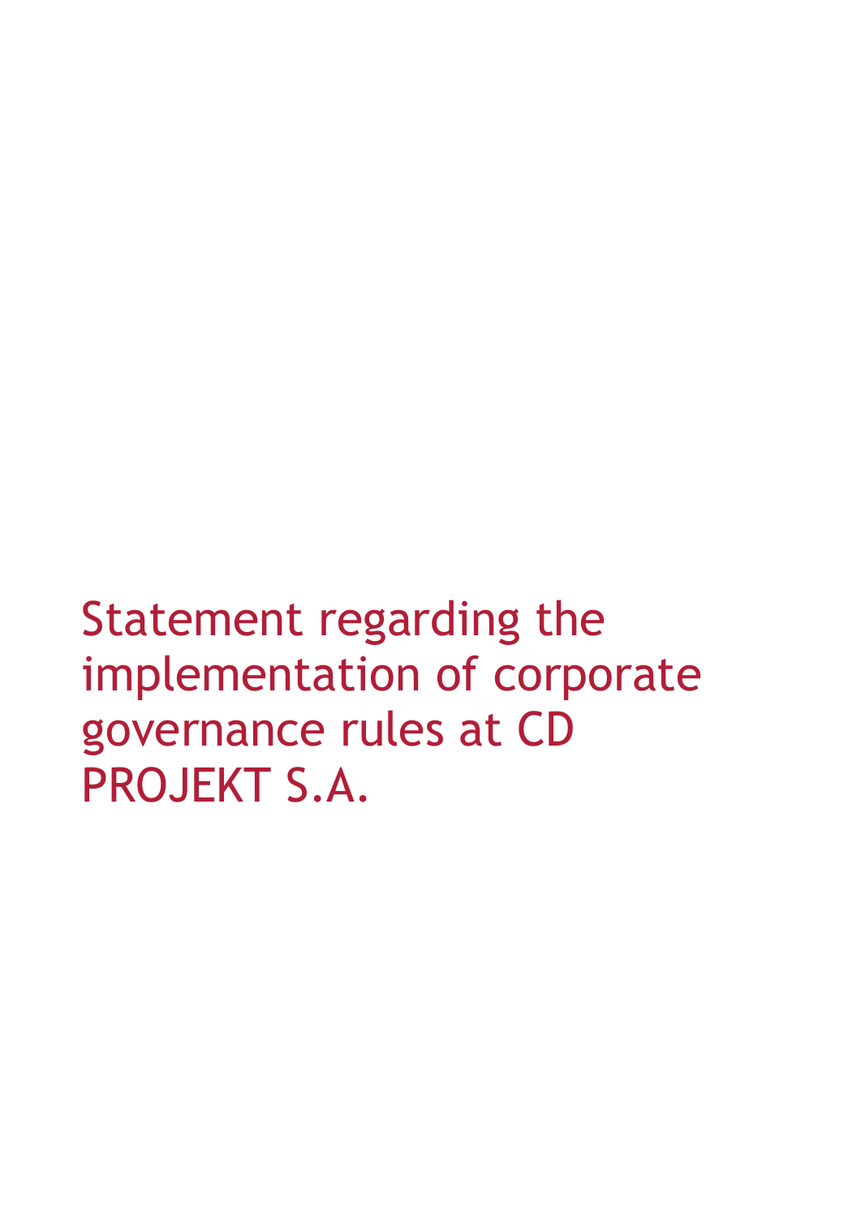# Statement regarding the implementation of corporate governance rules at CD PROJEKT S.A.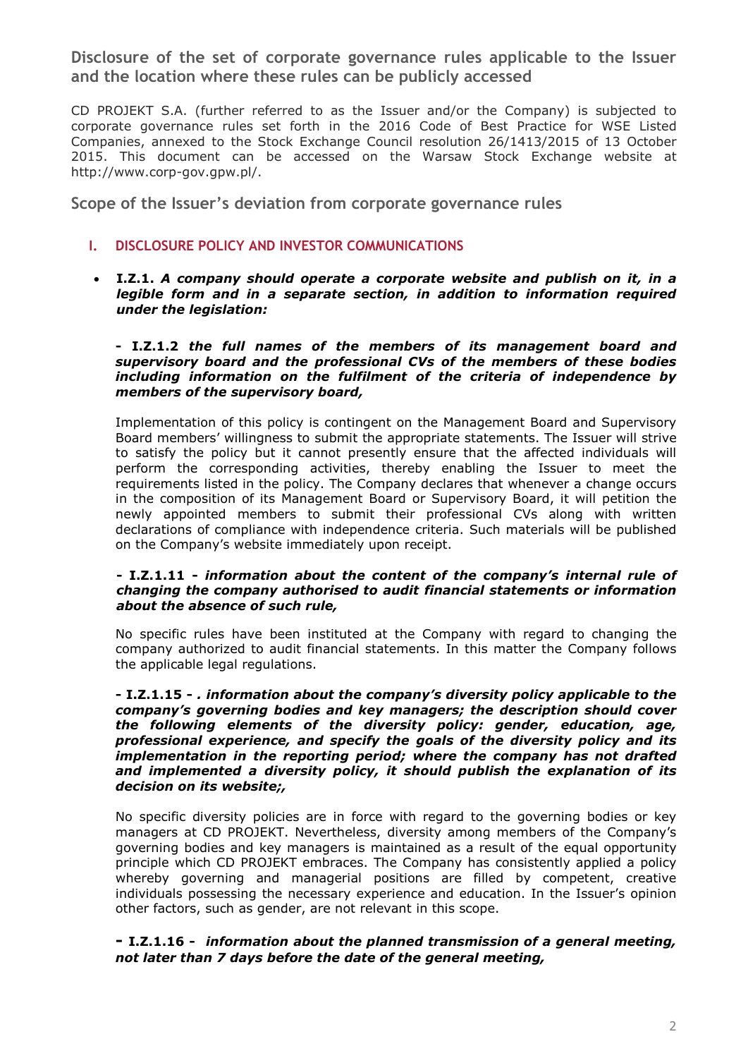## Disclosure of the set of corporate governance rules applicable to the Issuer and the location where these rules can be publicly accessed

CD PROJEKT S.A. (further referred to as the Issuer and/or the Company) is subjected to corporate governance rules set forth in the 2016 Code of Best Practice for WSE Listed Companies, annexed to the Stock Exchange Council resolution 26/1413/2015 of 13 October 2015. This document can be accessed on the Warsaw Stock Exchange website at http://www.corp-gov.gpw.pl/.

## Scope of the Issuer's deviation from corporate governance rules

### I. DISCLOSURE POLICY AND INVESTOR COMMUNICATIONS

- **I.Z.1.** ***A company should operate a corporate website and publish on it, in a legible form and in a separate section, in addition to information required under the legislation:***

  **- I.Z.1.2** ***the full names of the members of its management board and supervisory board and the professional CVs of the members of these bodies including information on the fulfilment of the criteria of independence by members of the supervisory board,***

  Implementation of this policy is contingent on the Management Board and Supervisory Board members' willingness to submit the appropriate statements. The Issuer will strive to satisfy the policy but it cannot presently ensure that the affected individuals will perform the corresponding activities, thereby enabling the Issuer to meet the requirements listed in the policy. The Company declares that whenever a change occurs in the composition of its Management Board or Supervisory Board, it will petition the newly appointed members to submit their professional CVs along with written declarations of compliance with independence criteria. Such materials will be published on the Company's website immediately upon receipt.

  **- I.Z.1.11 -** ***information about the content of the company's internal rule of changing the company authorised to audit financial statements or information about the absence of such rule,***

  No specific rules have been instituted at the Company with regard to changing the company authorized to audit financial statements. In this matter the Company follows the applicable legal regulations.

  **- I.Z.1.15 -** ***. information about the company's diversity policy applicable to the company's governing bodies and key managers; the description should cover the following elements of the diversity policy: gender, education, age, professional experience, and specify the goals of the diversity policy and its implementation in the reporting period; where the company has not drafted and implemented a diversity policy, it should publish the explanation of its decision on its website;,***

  No specific diversity policies are in force with regard to the governing bodies or key managers at CD PROJEKT. Nevertheless, diversity among members of the Company's governing bodies and key managers is maintained as a result of the equal opportunity principle which CD PROJEKT embraces. The Company has consistently applied a policy whereby governing and managerial positions are filled by competent, creative individuals possessing the necessary experience and education. In the Issuer's opinion other factors, such as gender, are not relevant in this scope.

  **- I.Z.1.16 -** ***information about the planned transmission of a general meeting, not later than 7 days before the date of the general meeting,***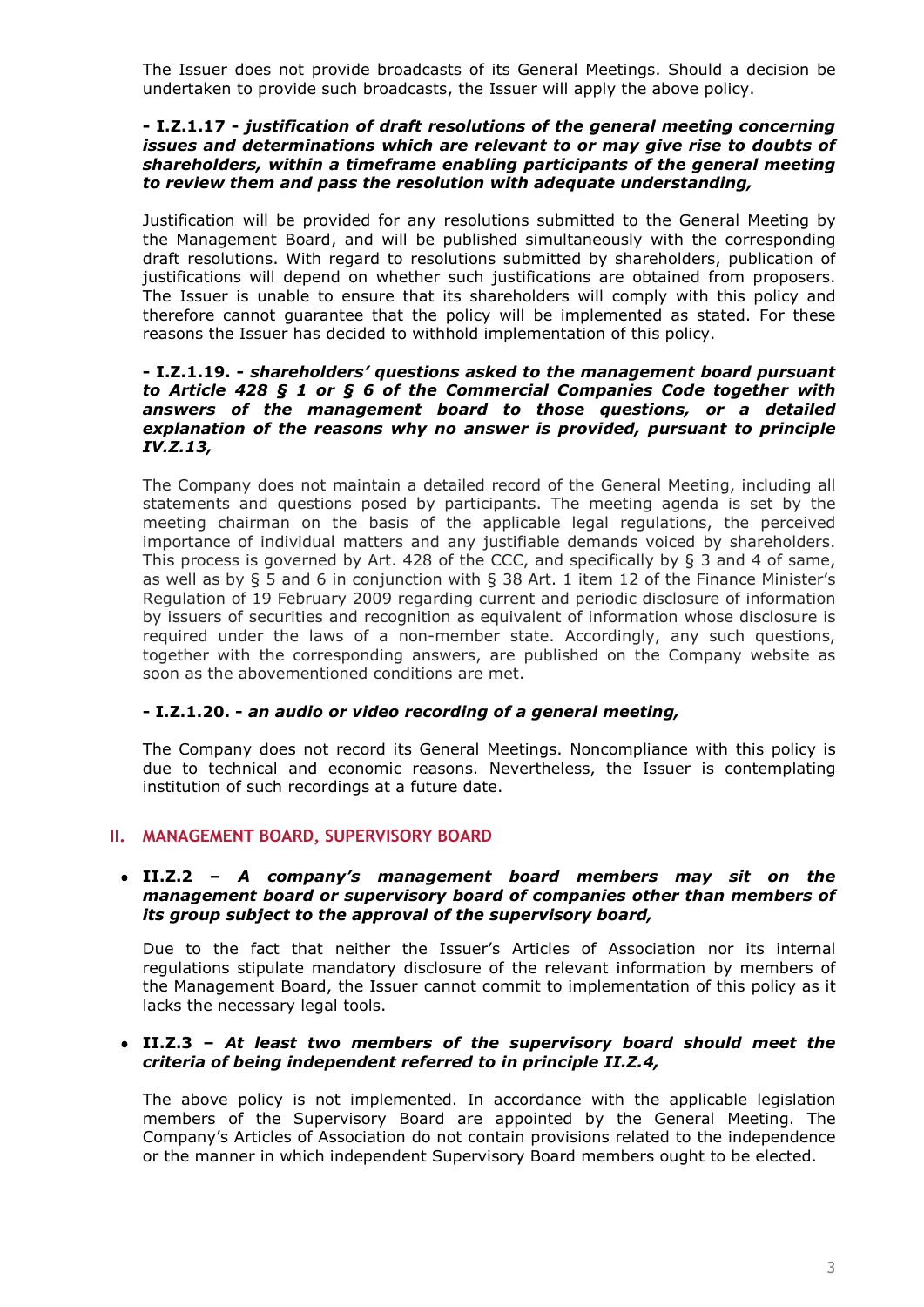The Issuer does not provide broadcasts of its General Meetings. Should a decision be undertaken to provide such broadcasts, the Issuer will apply the above policy.

**- I.Z.1.17 -** ***justification of draft resolutions of the general meeting concerning issues and determinations which are relevant to or may give rise to doubts of shareholders, within a timeframe enabling participants of the general meeting to review them and pass the resolution with adequate understanding,***

Justification will be provided for any resolutions submitted to the General Meeting by the Management Board, and will be published simultaneously with the corresponding draft resolutions. With regard to resolutions submitted by shareholders, publication of justifications will depend on whether such justifications are obtained from proposers. The Issuer is unable to ensure that its shareholders will comply with this policy and therefore cannot guarantee that the policy will be implemented as stated. For these reasons the Issuer has decided to withhold implementation of this policy.

**- I.Z.1.19. -** ***shareholders' questions asked to the management board pursuant to Article 428 § 1 or § 6 of the Commercial Companies Code together with answers of the management board to those questions, or a detailed explanation of the reasons why no answer is provided, pursuant to principle IV.Z.13,***

The Company does not maintain a detailed record of the General Meeting, including all statements and questions posed by participants. The meeting agenda is set by the meeting chairman on the basis of the applicable legal regulations, the perceived importance of individual matters and any justifiable demands voiced by shareholders. This process is governed by Art. 428 of the CCC, and specifically by § 3 and 4 of same, as well as by § 5 and 6 in conjunction with § 38 Art. 1 item 12 of the Finance Minister's Regulation of 19 February 2009 regarding current and periodic disclosure of information by issuers of securities and recognition as equivalent of information whose disclosure is required under the laws of a non-member state. Accordingly, any such questions, together with the corresponding answers, are published on the Company website as soon as the abovementioned conditions are met.

**- I.Z.1.20. -** ***an audio or video recording of a general meeting,***

The Company does not record its General Meetings. Noncompliance with this policy is due to technical and economic reasons. Nevertheless, the Issuer is contemplating institution of such recordings at a future date.

## II. MANAGEMENT BOARD, SUPERVISORY BOARD

- **II.Z.2 –** ***A company's management board members may sit on the management board or supervisory board of companies other than members of its group subject to the approval of the supervisory board,***

  Due to the fact that neither the Issuer's Articles of Association nor its internal regulations stipulate mandatory disclosure of the relevant information by members of the Management Board, the Issuer cannot commit to implementation of this policy as it lacks the necessary legal tools.

- **II.Z.3 –** ***At least two members of the supervisory board should meet the criteria of being independent referred to in principle II.Z.4,***

  The above policy is not implemented. In accordance with the applicable legislation members of the Supervisory Board are appointed by the General Meeting. The Company's Articles of Association do not contain provisions related to the independence or the manner in which independent Supervisory Board members ought to be elected.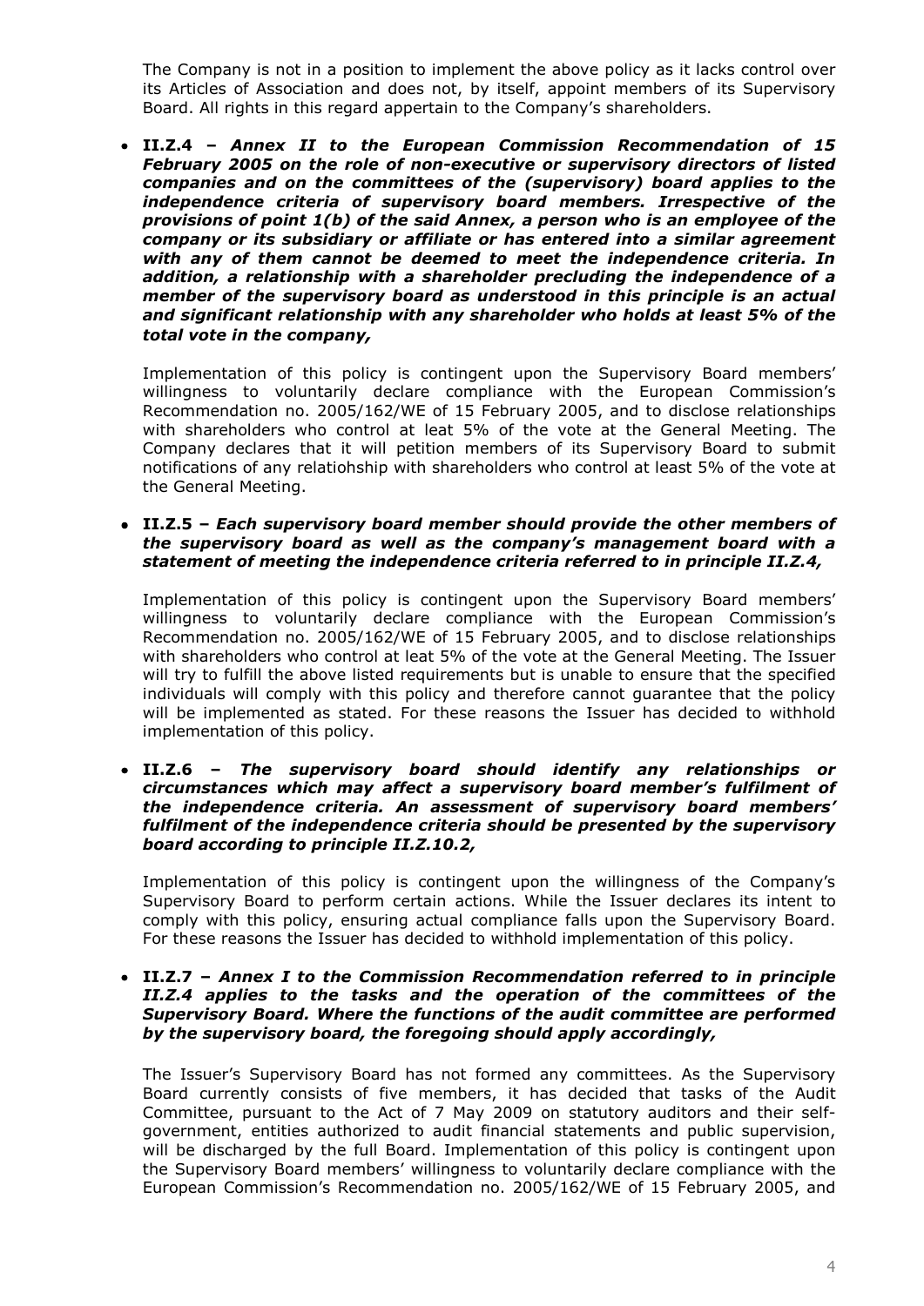The Company is not in a position to implement the above policy as it lacks control over its Articles of Association and does not, by itself, appoint members of its Supervisory Board. All rights in this regard appertain to the Company's shareholders.

- **II.Z.4 –** ***Annex II to the European Commission Recommendation of 15 February 2005 on the role of non-executive or supervisory directors of listed companies and on the committees of the (supervisory) board applies to the independence criteria of supervisory board members. Irrespective of the provisions of point 1(b) of the said Annex, a person who is an employee of the company or its subsidiary or affiliate or has entered into a similar agreement with any of them cannot be deemed to meet the independence criteria. In addition, a relationship with a shareholder precluding the independence of a member of the supervisory board as understood in this principle is an actual and significant relationship with any shareholder who holds at least 5% of the total vote in the company,***

  Implementation of this policy is contingent upon the Supervisory Board members' willingness to voluntarily declare compliance with the European Commission's Recommendation no. 2005/162/WE of 15 February 2005, and to disclose relationships with shareholders who control at leat 5% of the vote at the General Meeting. The Company declares that it will petition members of its Supervisory Board to submit notifications of any relatiohship with shareholders who control at least 5% of the vote at the General Meeting.

- **II.Z.5 –** ***Each supervisory board member should provide the other members of the supervisory board as well as the company's management board with a statement of meeting the independence criteria referred to in principle II.Z.4,***

  Implementation of this policy is contingent upon the Supervisory Board members' willingness to voluntarily declare compliance with the European Commission's Recommendation no. 2005/162/WE of 15 February 2005, and to disclose relationships with shareholders who control at leat 5% of the vote at the General Meeting. The Issuer will try to fulfill the above listed requirements but is unable to ensure that the specified individuals will comply with this policy and therefore cannot guarantee that the policy will be implemented as stated. For these reasons the Issuer has decided to withhold implementation of this policy.

- **II.Z.6 –** ***The supervisory board should identify any relationships or circumstances which may affect a supervisory board member's fulfilment of the independence criteria. An assessment of supervisory board members' fulfilment of the independence criteria should be presented by the supervisory board according to principle II.Z.10.2,***

  Implementation of this policy is contingent upon the willingness of the Company's Supervisory Board to perform certain actions. While the Issuer declares its intent to comply with this policy, ensuring actual compliance falls upon the Supervisory Board. For these reasons the Issuer has decided to withhold implementation of this policy.

- **II.Z.7 –** ***Annex I to the Commission Recommendation referred to in principle II.Z.4 applies to the tasks and the operation of the committees of the Supervisory Board. Where the functions of the audit committee are performed by the supervisory board, the foregoing should apply accordingly,***

  The Issuer's Supervisory Board has not formed any committees. As the Supervisory Board currently consists of five members, it has decided that tasks of the Audit Committee, pursuant to the Act of 7 May 2009 on statutory auditors and their self-government, entities authorized to audit financial statements and public supervision, will be discharged by the full Board. Implementation of this policy is contingent upon the Supervisory Board members' willingness to voluntarily declare compliance with the European Commission's Recommendation no. 2005/162/WE of 15 February 2005, and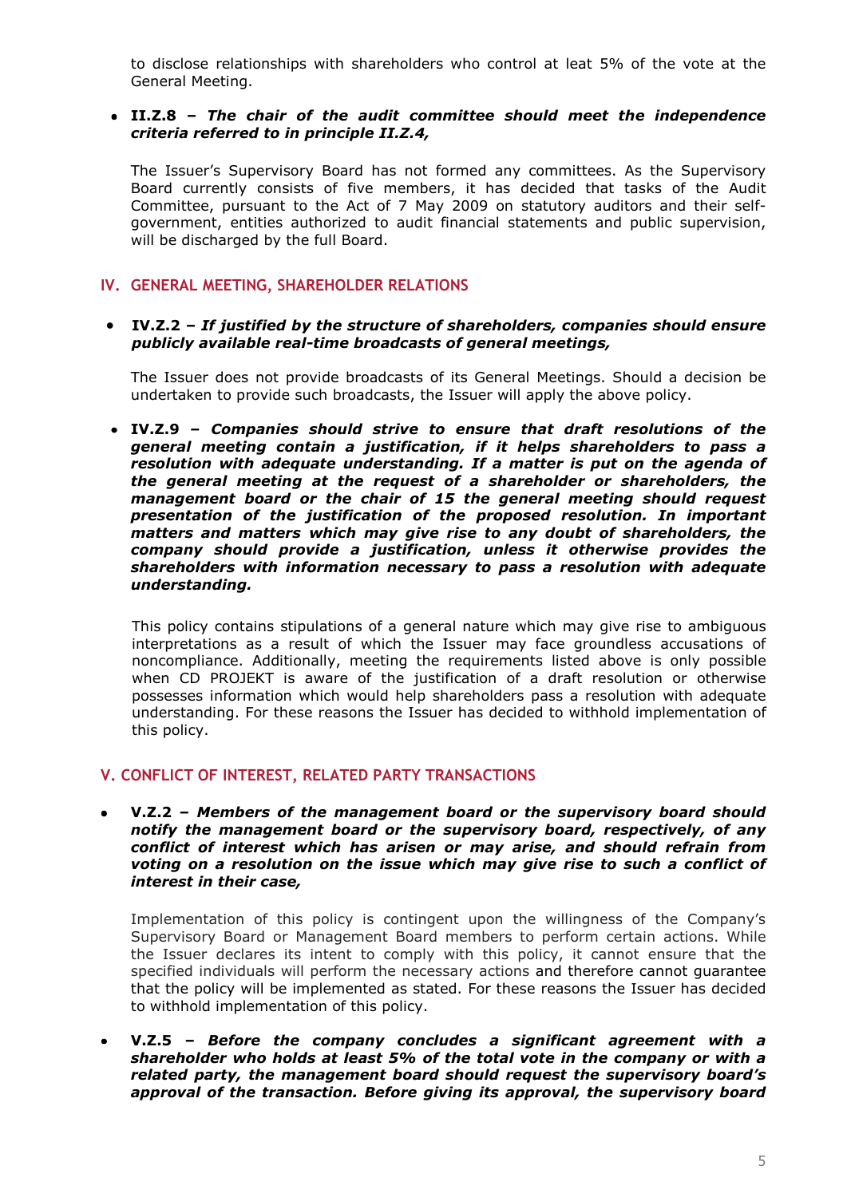to disclose relationships with shareholders who control at leat 5% of the vote at the General Meeting.

- **II.Z.8 –** ***The chair of the audit committee should meet the independence criteria referred to in principle II.Z.4,***

  The Issuer's Supervisory Board has not formed any committees. As the Supervisory Board currently consists of five members, it has decided that tasks of the Audit Committee, pursuant to the Act of 7 May 2009 on statutory auditors and their self-government, entities authorized to audit financial statements and public supervision, will be discharged by the full Board.

## IV. GENERAL MEETING, SHAREHOLDER RELATIONS

- **IV.Z.2 –** ***If justified by the structure of shareholders, companies should ensure publicly available real-time broadcasts of general meetings,***

  The Issuer does not provide broadcasts of its General Meetings. Should a decision be undertaken to provide such broadcasts, the Issuer will apply the above policy.

- **IV.Z.9 –** ***Companies should strive to ensure that draft resolutions of the general meeting contain a justification, if it helps shareholders to pass a resolution with adequate understanding. If a matter is put on the agenda of the general meeting at the request of a shareholder or shareholders, the management board or the chair of 15 the general meeting should request presentation of the justification of the proposed resolution. In important matters and matters which may give rise to any doubt of shareholders, the company should provide a justification, unless it otherwise provides the shareholders with information necessary to pass a resolution with adequate understanding.***

  This policy contains stipulations of a general nature which may give rise to ambiguous interpretations as a result of which the Issuer may face groundless accusations of noncompliance. Additionally, meeting the requirements listed above is only possible when CD PROJEKT is aware of the justification of a draft resolution or otherwise possesses information which would help shareholders pass a resolution with adequate understanding. For these reasons the Issuer has decided to withhold implementation of this policy.

## V. CONFLICT OF INTEREST, RELATED PARTY TRANSACTIONS

- **V.Z.2 –** ***Members of the management board or the supervisory board should notify the management board or the supervisory board, respectively, of any conflict of interest which has arisen or may arise, and should refrain from voting on a resolution on the issue which may give rise to such a conflict of interest in their case,***

  Implementation of this policy is contingent upon the willingness of the Company's Supervisory Board or Management Board members to perform certain actions. While the Issuer declares its intent to comply with this policy, it cannot ensure that the specified individuals will perform the necessary actions and therefore cannot guarantee that the policy will be implemented as stated. For these reasons the Issuer has decided to withhold implementation of this policy.

- **V.Z.5 –** ***Before the company concludes a significant agreement with a shareholder who holds at least 5% of the total vote in the company or with a related party, the management board should request the supervisory board's approval of the transaction. Before giving its approval, the supervisory board***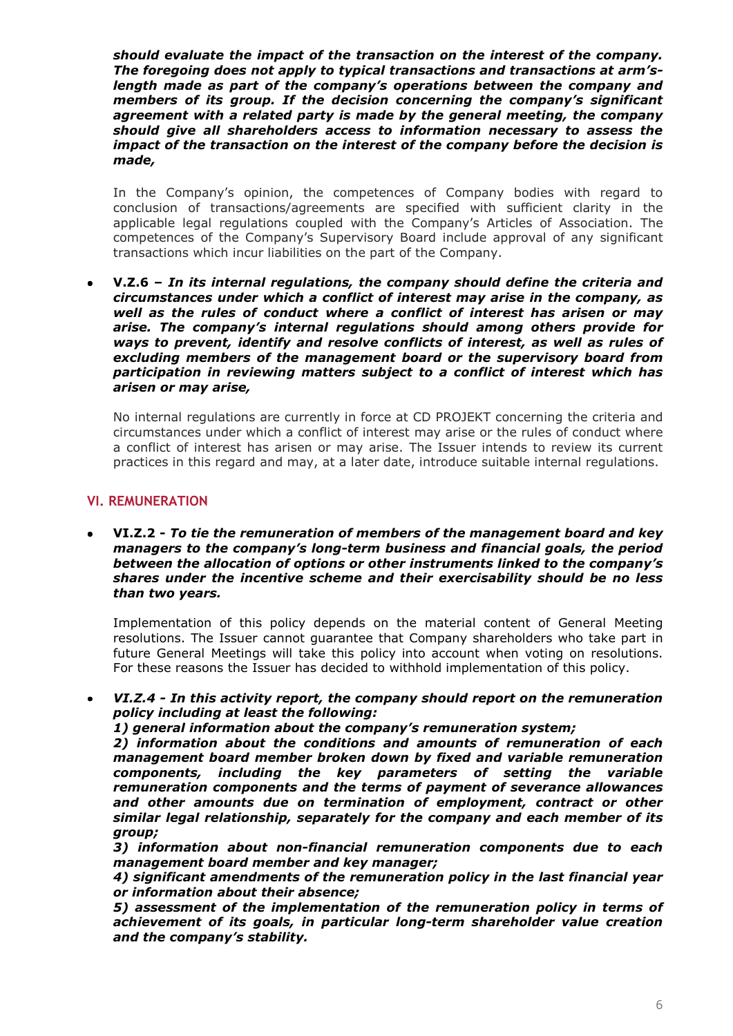***should evaluate the impact of the transaction on the interest of the company. The foregoing does not apply to typical transactions and transactions at arm's-length made as part of the company's operations between the company and members of its group. If the decision concerning the company's significant agreement with a related party is made by the general meeting, the company should give all shareholders access to information necessary to assess the impact of the transaction on the interest of the company before the decision is made,***

In the Company's opinion, the competences of Company bodies with regard to conclusion of transactions/agreements are specified with sufficient clarity in the applicable legal regulations coupled with the Company's Articles of Association. The competences of the Company's Supervisory Board include approval of any significant transactions which incur liabilities on the part of the Company.

- **V.Z.6 –** ***In its internal regulations, the company should define the criteria and circumstances under which a conflict of interest may arise in the company, as well as the rules of conduct where a conflict of interest has arisen or may arise. The company's internal regulations should among others provide for ways to prevent, identify and resolve conflicts of interest, as well as rules of excluding members of the management board or the supervisory board from participation in reviewing matters subject to a conflict of interest which has arisen or may arise,***

  No internal regulations are currently in force at CD PROJEKT concerning the criteria and circumstances under which a conflict of interest may arise or the rules of conduct where a conflict of interest has arisen or may arise. The Issuer intends to review its current practices in this regard and may, at a later date, introduce suitable internal regulations.

## VI. REMUNERATION

- **VI.Z.2 -** ***To tie the remuneration of members of the management board and key managers to the company's long-term business and financial goals, the period between the allocation of options or other instruments linked to the company's shares under the incentive scheme and their exercisability should be no less than two years.***

  Implementation of this policy depends on the material content of General Meeting resolutions. The Issuer cannot guarantee that Company shareholders who take part in future General Meetings will take this policy into account when voting on resolutions. For these reasons the Issuer has decided to withhold implementation of this policy.

- ***VI.Z.4 - In this activity report, the company should report on the remuneration policy including at least the following:***
  ***1) general information about the company's remuneration system;***
  ***2) information about the conditions and amounts of remuneration of each management board member broken down by fixed and variable remuneration components, including the key parameters of setting the variable remuneration components and the terms of payment of severance allowances and other amounts due on termination of employment, contract or other similar legal relationship, separately for the company and each member of its group;***
  ***3) information about non-financial remuneration components due to each management board member and key manager;***
  ***4) significant amendments of the remuneration policy in the last financial year or information about their absence;***
  ***5) assessment of the implementation of the remuneration policy in terms of achievement of its goals, in particular long-term shareholder value creation and the company's stability.***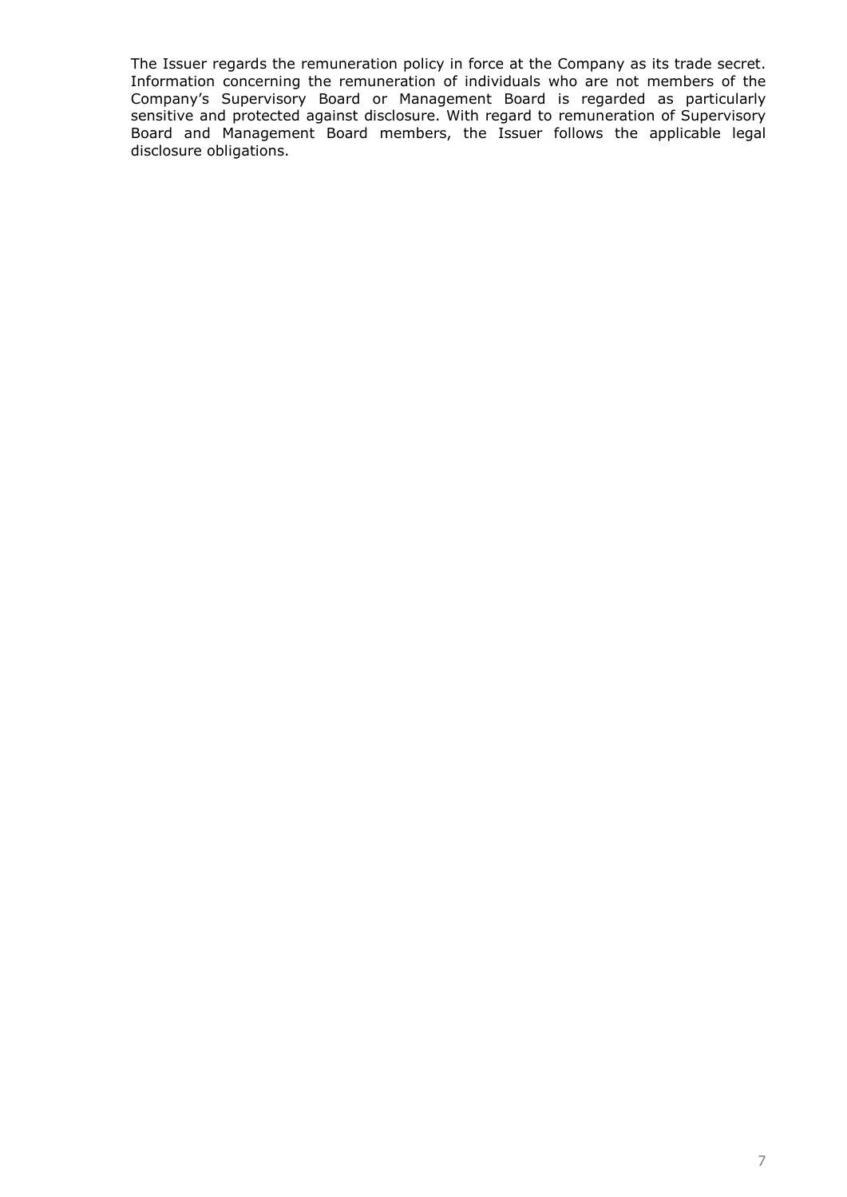The Issuer regards the remuneration policy in force at the Company as its trade secret. Information concerning the remuneration of individuals who are not members of the Company's Supervisory Board or Management Board is regarded as particularly sensitive and protected against disclosure. With regard to remuneration of Supervisory Board and Management Board members, the Issuer follows the applicable legal disclosure obligations.